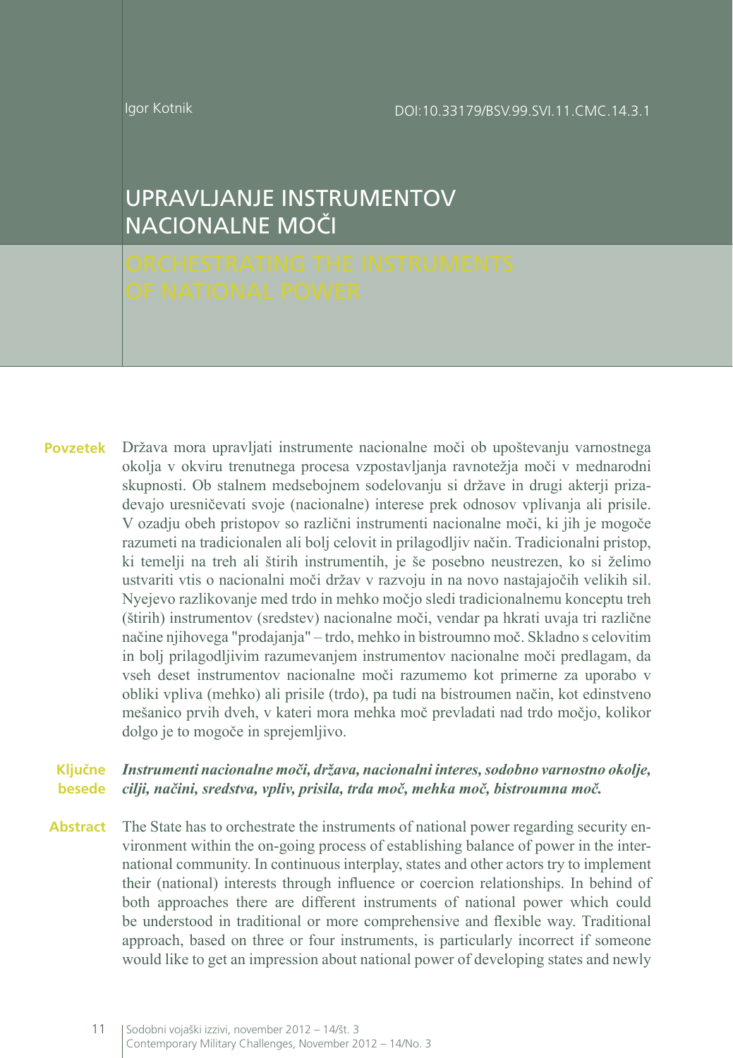Igor Kotnik

DOI:10.33179/BSV.99.SVI.11.CMC.14.3.1

# UPRAVLJANJE INSTRUMENTOV NACIONALNE MOČI

# ORCHESTRATING THE INSTRUMENTS OF NATIONAL POWER

**Povzetek** Država mora upravljati instrumente nacionalne moči ob upoštevanju varnostnega okolja v okviru trenutnega procesa vzpostavljanja ravnotežja moči v mednarodni skupnosti. Ob stalnem medsebojnem sodelovanju si države in drugi akterji prizadevajo uresničevati svoje (nacionalne) interese prek odnosov vplivanja ali prisile. V ozadju obeh pristopov so različni instrumenti nacionalne moči, ki jih je mogoče razumeti na tradicionalen ali bolj celovit in prilagodljiv način. Tradicionalni pristop, ki temelji na treh ali štirih instrumentih, je še posebno neustrezen, ko si želimo ustvariti vtis o nacionalni moči držav v razvoju in na novo nastajajočih velikih sil. Nyejevo razlikovanje med trdo in mehko močjo sledi tradicionalnemu konceptu treh (štirih) instrumentov (sredstev) nacionalne moči, vendar pa hkrati uvaja tri različne načine njihovega "prodajanja" – trdo, mehko in bistroumno moč. Skladno s celovitim in bolj prilagodljivim razumevanjem instrumentov nacionalne moči predlagam, da vseh deset instrumentov nacionalne moči razumemo kot primerne za uporabo v obliki vpliva (mehko) ali prisile (trdo), pa tudi na bistroumen način, kot edinstveno mešanico prvih dveh, v kateri mora mehka moč prevladati nad trdo močjo, kolikor dolgo je to mogoče in sprejemljivo.

**Ključne besede** ***Instrumenti nacionalne moči, država, nacionalni interes, sodobno varnostno okolje, cilji, načini, sredstva, vpliv, prisila, trda moč, mehka moč, bistroumna moč.***

**Abstract** The State has to orchestrate the instruments of national power regarding security environment within the on-going process of establishing balance of power in the international community. In continuous interplay, states and other actors try to implement their (national) interests through influence or coercion relationships. In behind of both approaches there are different instruments of national power which could be understood in traditional or more comprehensive and flexible way. Traditional approach, based on three or four instruments, is particularly incorrect if someone would like to get an impression about national power of developing states and newly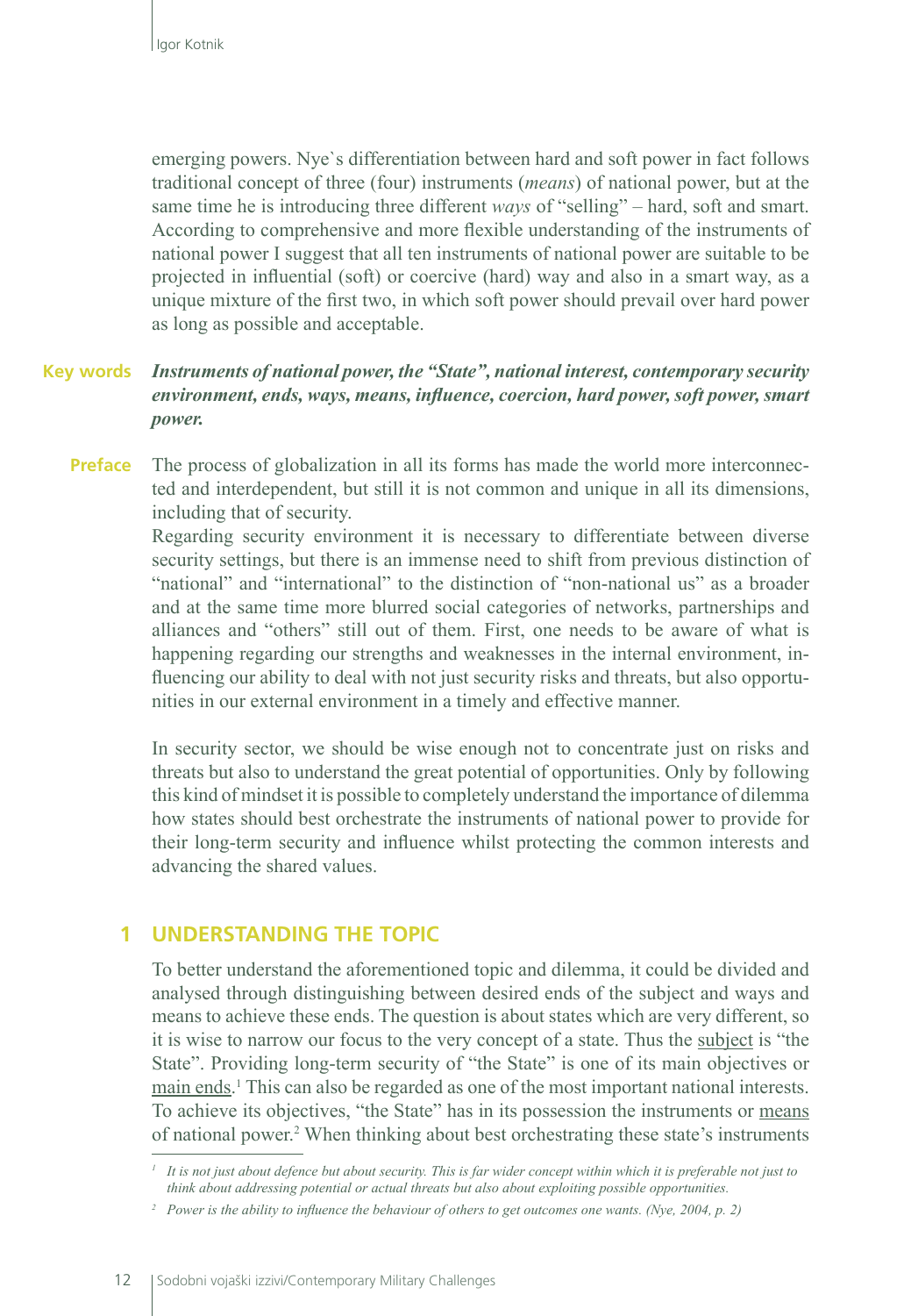emerging powers. Nye`s differentiation between hard and soft power in fact follows traditional concept of three (four) instruments (*means*) of national power, but at the same time he is introducing three different *ways* of "selling" – hard, soft and smart. According to comprehensive and more flexible understanding of the instruments of national power I suggest that all ten instruments of national power are suitable to be projected in influential (soft) or coercive (hard) way and also in a smart way, as a unique mixture of the first two, in which soft power should prevail over hard power as long as possible and acceptable.

**Key words** ***Instruments of national power, the "State", national interest, contemporary security environment, ends, ways, means, influence, coercion, hard power, soft power, smart power.***

**Preface** The process of globalization in all its forms has made the world more interconnected and interdependent, but still it is not common and unique in all its dimensions, including that of security.

Regarding security environment it is necessary to differentiate between diverse security settings, but there is an immense need to shift from previous distinction of "national" and "international" to the distinction of "non-national us" as a broader and at the same time more blurred social categories of networks, partnerships and alliances and "others" still out of them. First, one needs to be aware of what is happening regarding our strengths and weaknesses in the internal environment, influencing our ability to deal with not just security risks and threats, but also opportunities in our external environment in a timely and effective manner.

In security sector, we should be wise enough not to concentrate just on risks and threats but also to understand the great potential of opportunities. Only by following this kind of mindset it is possible to completely understand the importance of dilemma how states should best orchestrate the instruments of national power to provide for their long-term security and influence whilst protecting the common interests and advancing the shared values.

## 1 UNDERSTANDING THE TOPIC

To better understand the aforementioned topic and dilemma, it could be divided and analysed through distinguishing between desired ends of the subject and ways and means to achieve these ends. The question is about states which are very different, so it is wise to narrow our focus to the very concept of a state. Thus the subject is "the State". Providing long-term security of "the State" is one of its main objectives or main ends.[1] This can also be regarded as one of the most important national interests. To achieve its objectives, "the State" has in its possession the instruments or means of national power.[2] When thinking about best orchestrating these state's instruments

[1] *It is not just about defence but about security. This is far wider concept within which it is preferable not just to think about addressing potential or actual threats but also about exploiting possible opportunities.*

[2] *Power is the ability to influence the behaviour of others to get outcomes one wants. (Nye, 2004, p. 2)*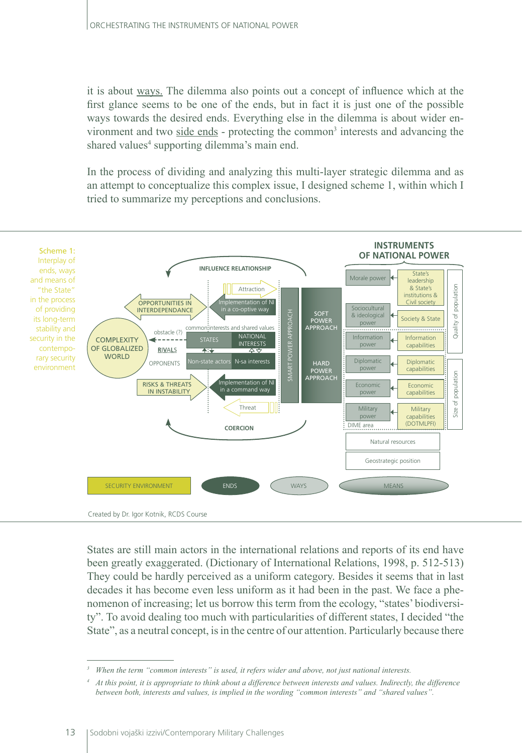it is about ways. The dilemma also points out a concept of influence which at the first glance seems to be one of the ends, but in fact it is just one of the possible ways towards the desired ends. Everything else in the dilemma is about wider environment and two side ends - protecting the common[3] interests and advancing the shared values[4] supporting dilemma's main end.

In the process of dividing and analyzing this multi-layer strategic dilemma and as an attempt to conceptualize this complex issue, I designed scheme 1, within which I tried to summarize my perceptions and conclusions.

Scheme 1: Interplay of ends, ways and means of "the State" in the process of providing its long-term stability and security in the contemporary security environment

INSTRUMENTS OF NATIONAL POWER

INFLUENCE RELATIONSHIP

Attraction

OPPORTUNITIES IN INTERDEPENDANCE

Implementation of NI in a co-optive way

common interests and shared values

obstacle (?)

COMPLEXITY OF GLOBALIZED WORLD

STATES | NATIONAL INTERESTS

RIVALS

OPPONENTS

Non-state actors | N-sa interests

RISKS & THREATS IN INSTABILITY

Implementation of NI in a command way

Threat

COERCION

SMART POWER APPROACH

SOFT POWER APPROACH

HARD POWER APPROACH

Morale power — State's leadership & State's institutions & Civil society

Sociocultural & ideological power — Society & State

Information power — Information capabilities

Diplomatic power — Diplomatic capabilities

Economic power — Economic capabilities

Military power — Military capabilities (DOTMLPFI)

DIME area

Quality of population

Size of population

Natural resources

Geostrategic position

SECURITY ENVIRONMENT | ENDS | WAYS | MEANS

Created by Dr. Igor Kotnik, RCDS Course

States are still main actors in the international relations and reports of its end have been greatly exaggerated. (Dictionary of International Relations, 1998, p. 512-513) They could be hardly perceived as a uniform category. Besides it seems that in last decades it has become even less uniform as it had been in the past. We face a phenomenon of increasing; let us borrow this term from the ecology, "states' biodiversity". To avoid dealing too much with particularities of different states, I decided "the State", as a neutral concept, is in the centre of our attention. Particularly because there

---

[3] *When the term "common interests" is used, it refers wider and above, not just national interests.*

[4] *At this point, it is appropriate to think about a difference between interests and values. Indirectly, the difference between both, interests and values, is implied in the wording "common interests" and "shared values".*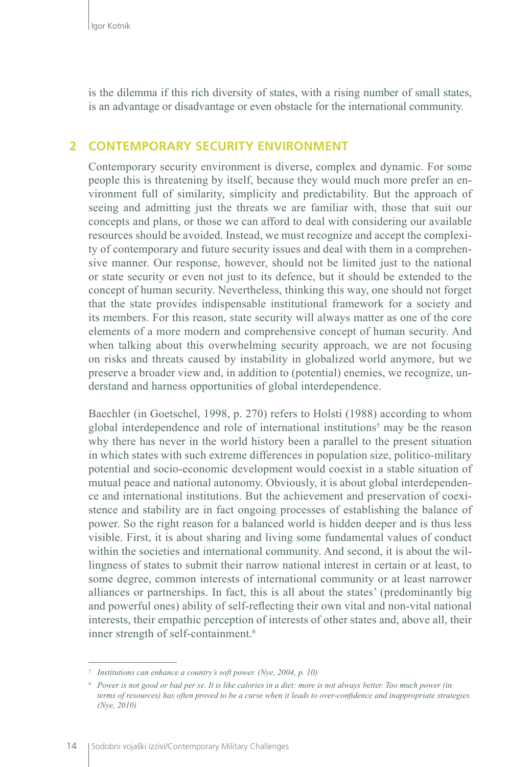is the dilemma if this rich diversity of states, with a rising number of small states, is an advantage or disadvantage or even obstacle for the international community.

## 2 CONTEMPORARY SECURITY ENVIRONMENT

Contemporary security environment is diverse, complex and dynamic. For some people this is threatening by itself, because they would much more prefer an environment full of similarity, simplicity and predictability. But the approach of seeing and admitting just the threats we are familiar with, those that suit our concepts and plans, or those we can afford to deal with considering our available resources should be avoided. Instead, we must recognize and accept the complexity of contemporary and future security issues and deal with them in a comprehensive manner. Our response, however, should not be limited just to the national or state security or even not just to its defence, but it should be extended to the concept of human security. Nevertheless, thinking this way, one should not forget that the state provides indispensable institutional framework for a society and its members. For this reason, state security will always matter as one of the core elements of a more modern and comprehensive concept of human security. And when talking about this overwhelming security approach, we are not focusing on risks and threats caused by instability in globalized world anymore, but we preserve a broader view and, in addition to (potential) enemies, we recognize, understand and harness opportunities of global interdependence.

Baechler (in Goetschel, 1998, p. 270) refers to Holsti (1988) according to whom global interdependence and role of international institutions[5] may be the reason why there has never in the world history been a parallel to the present situation in which states with such extreme differences in population size, politico-military potential and socio-economic development would coexist in a stable situation of mutual peace and national autonomy. Obviously, it is about global interdependence and international institutions. But the achievement and preservation of coexistence and stability are in fact ongoing processes of establishing the balance of power. So the right reason for a balanced world is hidden deeper and is thus less visible. First, it is about sharing and living some fundamental values of conduct within the societies and international community. And second, it is about the willingness of states to submit their narrow national interest in certain or at least, to some degree, common interests of international community or at least narrower alliances or partnerships. In fact, this is all about the states' (predominantly big and powerful ones) ability of self-reflecting their own vital and non-vital national interests, their empathic perception of interests of other states and, above all, their inner strength of self-containment.[6]

---

[5] *Institutions can enhance a country's soft power. (Nye, 2004, p. 10)*

[6] *Power is not good or bad per se. It is like calories in a diet: more is not always better. Too much power (in terms of resources) has often proved to be a curse when it leads to over-confidence and inappropriate strategies. (Nye, 2010)*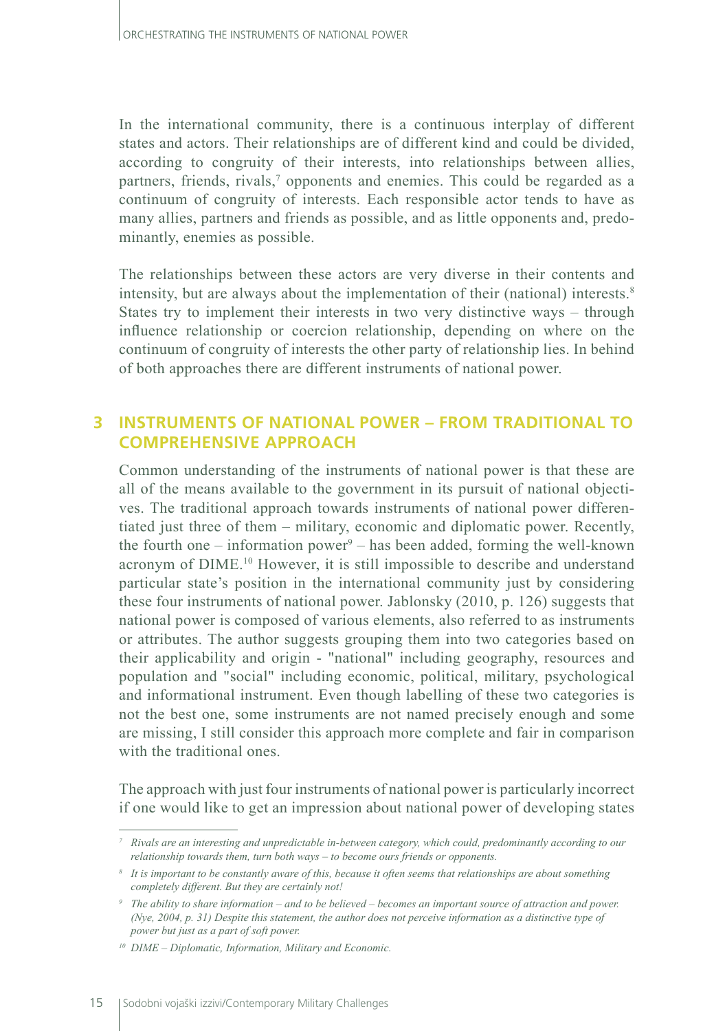In the international community, there is a continuous interplay of different states and actors. Their relationships are of different kind and could be divided, according to congruity of their interests, into relationships between allies, partners, friends, rivals,[7] opponents and enemies. This could be regarded as a continuum of congruity of interests. Each responsible actor tends to have as many allies, partners and friends as possible, and as little opponents and, predominantly, enemies as possible.

The relationships between these actors are very diverse in their contents and intensity, but are always about the implementation of their (national) interests.[8] States try to implement their interests in two very distinctive ways – through influence relationship or coercion relationship, depending on where on the continuum of congruity of interests the other party of relationship lies. In behind of both approaches there are different instruments of national power.

## 3 INSTRUMENTS OF NATIONAL POWER – FROM TRADITIONAL TO COMPREHENSIVE APPROACH

Common understanding of the instruments of national power is that these are all of the means available to the government in its pursuit of national objectives. The traditional approach towards instruments of national power differentiated just three of them – military, economic and diplomatic power. Recently, the fourth one – information power[9] – has been added, forming the well-known acronym of DIME.[10] However, it is still impossible to describe and understand particular state's position in the international community just by considering these four instruments of national power. Jablonsky (2010, p. 126) suggests that national power is composed of various elements, also referred to as instruments or attributes. The author suggests grouping them into two categories based on their applicability and origin - "national" including geography, resources and population and "social" including economic, political, military, psychological and informational instrument. Even though labelling of these two categories is not the best one, some instruments are not named precisely enough and some are missing, I still consider this approach more complete and fair in comparison with the traditional ones.

The approach with just four instruments of national power is particularly incorrect if one would like to get an impression about national power of developing states

---

[7] *Rivals are an interesting and unpredictable in-between category, which could, predominantly according to our relationship towards them, turn both ways – to become ours friends or opponents.*

[8] *It is important to be constantly aware of this, because it often seems that relationships are about something completely different. But they are certainly not!*

[9] *The ability to share information – and to be believed – becomes an important source of attraction and power. (Nye, 2004, p. 31) Despite this statement, the author does not perceive information as a distinctive type of power but just as a part of soft power.*

[10] *DIME – Diplomatic, Information, Military and Economic.*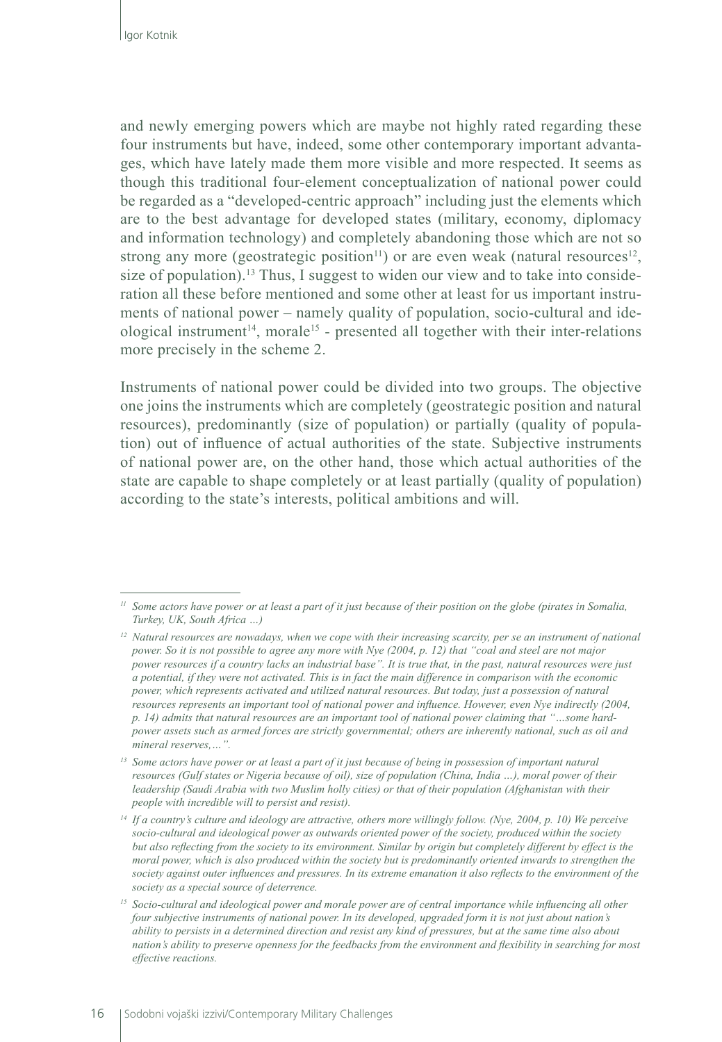and newly emerging powers which are maybe not highly rated regarding these four instruments but have, indeed, some other contemporary important advantages, which have lately made them more visible and more respected. It seems as though this traditional four-element conceptualization of national power could be regarded as a "developed-centric approach" including just the elements which are to the best advantage for developed states (military, economy, diplomacy and information technology) and completely abandoning those which are not so strong any more (geostrategic position[11]) or are even weak (natural resources[12], size of population).[13] Thus, I suggest to widen our view and to take into consideration all these before mentioned and some other at least for us important instruments of national power – namely quality of population, socio-cultural and ideological instrument[14], morale[15] - presented all together with their inter-relations more precisely in the scheme 2.

Instruments of national power could be divided into two groups. The objective one joins the instruments which are completely (geostrategic position and natural resources), predominantly (size of population) or partially (quality of population) out of influence of actual authorities of the state. Subjective instruments of national power are, on the other hand, those which actual authorities of the state are capable to shape completely or at least partially (quality of population) according to the state's interests, political ambitions and will.

---

[11] *Some actors have power or at least a part of it just because of their position on the globe (pirates in Somalia, Turkey, UK, South Africa …)*

[12] *Natural resources are nowadays, when we cope with their increasing scarcity, per se an instrument of national power. So it is not possible to agree any more with Nye (2004, p. 12) that "coal and steel are not major power resources if a country lacks an industrial base". It is true that, in the past, natural resources were just a potential, if they were not activated. This is in fact the main difference in comparison with the economic power, which represents activated and utilized natural resources. But today, just a possession of natural resources represents an important tool of national power and influence. However, even Nye indirectly (2004, p. 14) admits that natural resources are an important tool of national power claiming that "…some hard-power assets such as armed forces are strictly governmental; others are inherently national, such as oil and mineral reserves,…".*

[13] *Some actors have power or at least a part of it just because of being in possession of important natural resources (Gulf states or Nigeria because of oil), size of population (China, India …), moral power of their leadership (Saudi Arabia with two Muslim holly cities) or that of their population (Afghanistan with their people with incredible will to persist and resist).*

[14] *If a country's culture and ideology are attractive, others more willingly follow. (Nye, 2004, p. 10) We perceive socio-cultural and ideological power as outwards oriented power of the society, produced within the society but also reflecting from the society to its environment. Similar by origin but completely different by effect is the moral power, which is also produced within the society but is predominantly oriented inwards to strengthen the society against outer influences and pressures. In its extreme emanation it also reflects to the environment of the society as a special source of deterrence.*

[15] *Socio-cultural and ideological power and morale power are of central importance while influencing all other four subjective instruments of national power. In its developed, upgraded form it is not just about nation's ability to persists in a determined direction and resist any kind of pressures, but at the same time also about nation's ability to preserve openness for the feedbacks from the environment and flexibility in searching for most effective reactions.*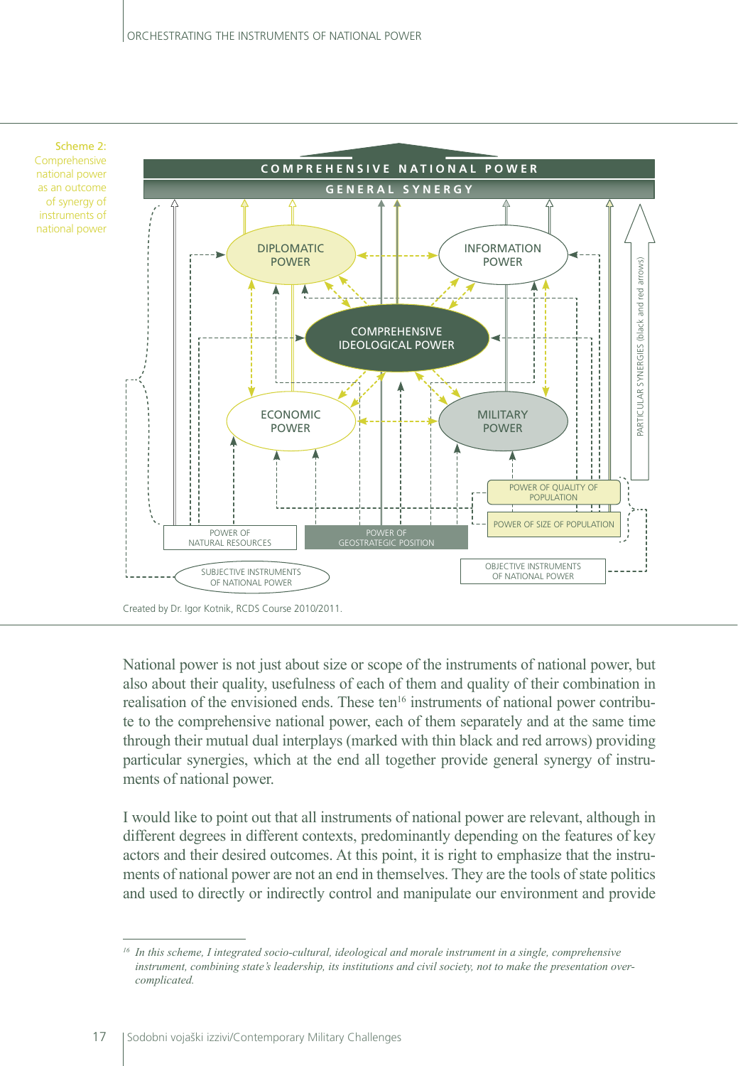Scheme 2: Comprehensive national power as an outcome of synergy of instruments of national power

COMPREHENSIVE NATIONAL POWER

GENERAL SYNERGY

DIPLOMATIC POWER

INFORMATION POWER

COMPREHENSIVE IDEOLOGICAL POWER

ECONOMIC POWER

MILITARY POWER

PARTICULAR SYNERGIES (black and red arrows)

POWER OF QUALITY OF POPULATION

POWER OF SIZE OF POPULATION

POWER OF NATURAL RESOURCES

POWER OF GEOSTRATEGIC POSITION

SUBJECTIVE INSTRUMENTS OF NATIONAL POWER

OBJECTIVE INSTRUMENTS OF NATIONAL POWER

Created by Dr. Igor Kotnik, RCDS Course 2010/2011.

National power is not just about size or scope of the instruments of national power, but also about their quality, usefulness of each of them and quality of their combination in realisation of the envisioned ends. These ten[16] instruments of national power contribute to the comprehensive national power, each of them separately and at the same time through their mutual dual interplays (marked with thin black and red arrows) providing particular synergies, which at the end all together provide general synergy of instruments of national power.

I would like to point out that all instruments of national power are relevant, although in different degrees in different contexts, predominantly depending on the features of key actors and their desired outcomes. At this point, it is right to emphasize that the instruments of national power are not an end in themselves. They are the tools of state politics and used to directly or indirectly control and manipulate our environment and provide

---

[16] *In this scheme, I integrated socio-cultural, ideological and morale instrument in a single, comprehensive instrument, combining state's leadership, its institutions and civil society, not to make the presentation overcomplicated.*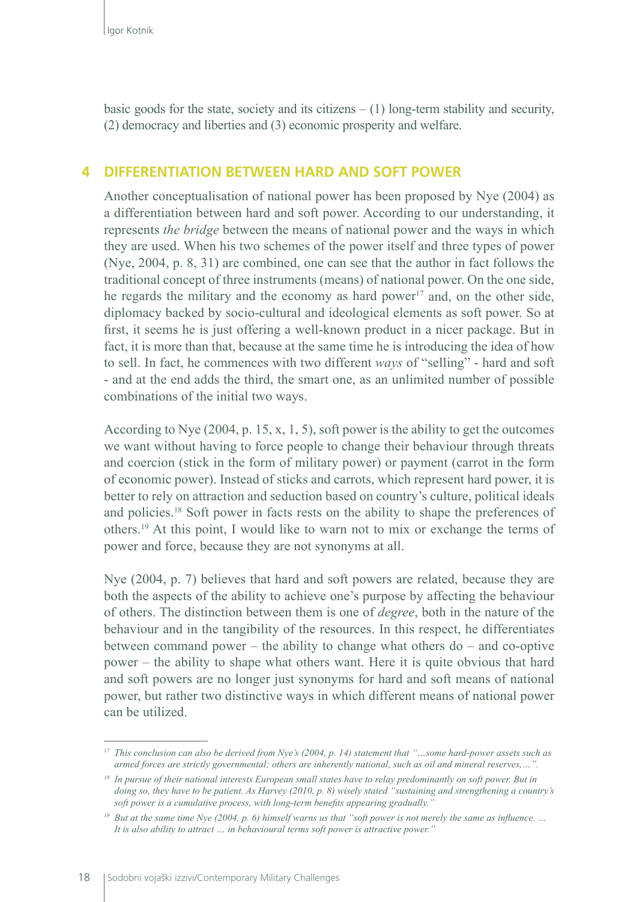basic goods for the state, society and its citizens – (1) long-term stability and security, (2) democracy and liberties and (3) economic prosperity and welfare.

## 4 DIFFERENTIATION BETWEEN HARD AND SOFT POWER

Another conceptualisation of national power has been proposed by Nye (2004) as a differentiation between hard and soft power. According to our understanding, it represents *the bridge* between the means of national power and the ways in which they are used. When his two schemes of the power itself and three types of power (Nye, 2004, p. 8, 31) are combined, one can see that the author in fact follows the traditional concept of three instruments (means) of national power. On the one side, he regards the military and the economy as hard power[17] and, on the other side, diplomacy backed by socio-cultural and ideological elements as soft power. So at first, it seems he is just offering a well-known product in a nicer package. But in fact, it is more than that, because at the same time he is introducing the idea of how to sell. In fact, he commences with two different *ways* of "selling" - hard and soft - and at the end adds the third, the smart one, as an unlimited number of possible combinations of the initial two ways.

According to Nye (2004, p. 15, x, 1, 5), soft power is the ability to get the outcomes we want without having to force people to change their behaviour through threats and coercion (stick in the form of military power) or payment (carrot in the form of economic power). Instead of sticks and carrots, which represent hard power, it is better to rely on attraction and seduction based on country's culture, political ideals and policies.[18] Soft power in facts rests on the ability to shape the preferences of others.[19] At this point, I would like to warn not to mix or exchange the terms of power and force, because they are not synonyms at all.

Nye (2004, p. 7) believes that hard and soft powers are related, because they are both the aspects of the ability to achieve one's purpose by affecting the behaviour of others. The distinction between them is one of *degree*, both in the nature of the behaviour and in the tangibility of the resources. In this respect, he differentiates between command power – the ability to change what others do – and co-optive power – the ability to shape what others want. Here it is quite obvious that hard and soft powers are no longer just synonyms for hard and soft means of national power, but rather two distinctive ways in which different means of national power can be utilized.

---

[17] *This conclusion can also be derived from Nye's (2004, p. 14) statement that "...some hard-power assets such as armed forces are strictly governmental; others are inherently national, such as oil and mineral reserves,...".*

[18] *In pursue of their national interests European small states have to relay predominantly on soft power. But in doing so, they have to be patient. As Harvey (2010, p. 8) wisely stated "sustaining and strengthening a country's soft power is a cumulative process, with long-term benefits appearing gradually."*

[19] *But at the same time Nye (2004, p. 6) himself warns us that "soft power is not merely the same as influence. ... It is also ability to attract ... in behavioural terms soft power is attractive power."*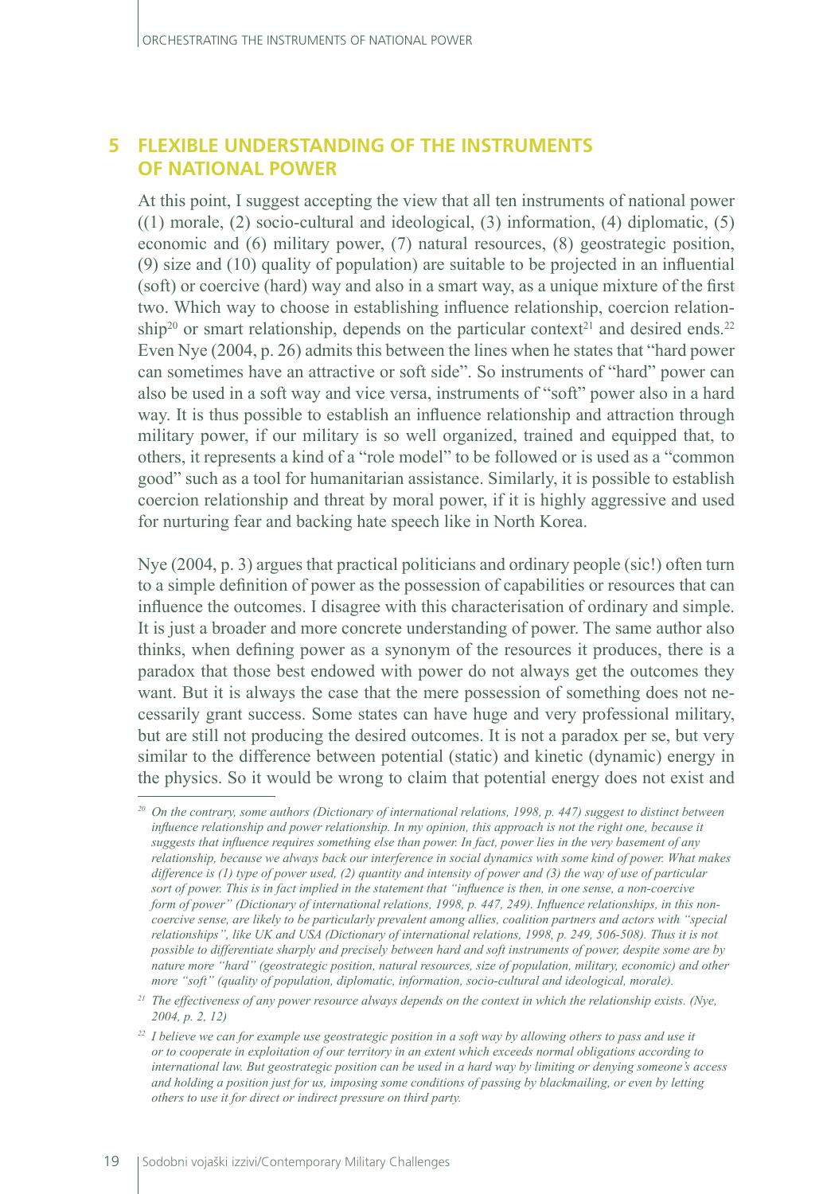## 5 FLEXIBLE UNDERSTANDING OF THE INSTRUMENTS OF NATIONAL POWER

At this point, I suggest accepting the view that all ten instruments of national power ((1) morale, (2) socio-cultural and ideological, (3) information, (4) diplomatic, (5) economic and (6) military power, (7) natural resources, (8) geostrategic position, (9) size and (10) quality of population) are suitable to be projected in an influential (soft) or coercive (hard) way and also in a smart way, as a unique mixture of the first two. Which way to choose in establishing influence relationship, coercion relationship[20] or smart relationship, depends on the particular context[21] and desired ends.[22] Even Nye (2004, p. 26) admits this between the lines when he states that "hard power can sometimes have an attractive or soft side". So instruments of "hard" power can also be used in a soft way and vice versa, instruments of "soft" power also in a hard way. It is thus possible to establish an influence relationship and attraction through military power, if our military is so well organized, trained and equipped that, to others, it represents a kind of a "role model" to be followed or is used as a "common good" such as a tool for humanitarian assistance. Similarly, it is possible to establish coercion relationship and threat by moral power, if it is highly aggressive and used for nurturing fear and backing hate speech like in North Korea.

Nye (2004, p. 3) argues that practical politicians and ordinary people (sic!) often turn to a simple definition of power as the possession of capabilities or resources that can influence the outcomes. I disagree with this characterisation of ordinary and simple. It is just a broader and more concrete understanding of power. The same author also thinks, when defining power as a synonym of the resources it produces, there is a paradox that those best endowed with power do not always get the outcomes they want. But it is always the case that the mere possession of something does not necessarily grant success. Some states can have huge and very professional military, but are still not producing the desired outcomes. It is not a paradox per se, but very similar to the difference between potential (static) and kinetic (dynamic) energy in the physics. So it would be wrong to claim that potential energy does not exist and

---

[20] *On the contrary, some authors (Dictionary of international relations, 1998, p. 447) suggest to distinct between influence relationship and power relationship. In my opinion, this approach is not the right one, because it suggests that influence requires something else than power. In fact, power lies in the very basement of any relationship, because we always back our interference in social dynamics with some kind of power. What makes difference is (1) type of power used, (2) quantity and intensity of power and (3) the way of use of particular sort of power. This is in fact implied in the statement that "influence is then, in one sense, a non-coercive form of power" (Dictionary of international relations, 1998, p. 447, 249). Influence relationships, in this non-coercive sense, are likely to be particularly prevalent among allies, coalition partners and actors with "special relationships", like UK and USA (Dictionary of international relations, 1998, p. 249, 506-508). Thus it is not possible to differentiate sharply and precisely between hard and soft instruments of power, despite some are by nature more "hard" (geostrategic position, natural resources, size of population, military, economic) and other more "soft" (quality of population, diplomatic, information, socio-cultural and ideological, morale).*

[21] *The effectiveness of any power resource always depends on the context in which the relationship exists. (Nye, 2004, p. 2, 12)*

[22] *I believe we can for example use geostrategic position in a soft way by allowing others to pass and use it or to cooperate in exploitation of our territory in an extent which exceeds normal obligations according to international law. But geostrategic position can be used in a hard way by limiting or denying someone's access and holding a position just for us, imposing some conditions of passing by blackmailing, or even by letting others to use it for direct or indirect pressure on third party.*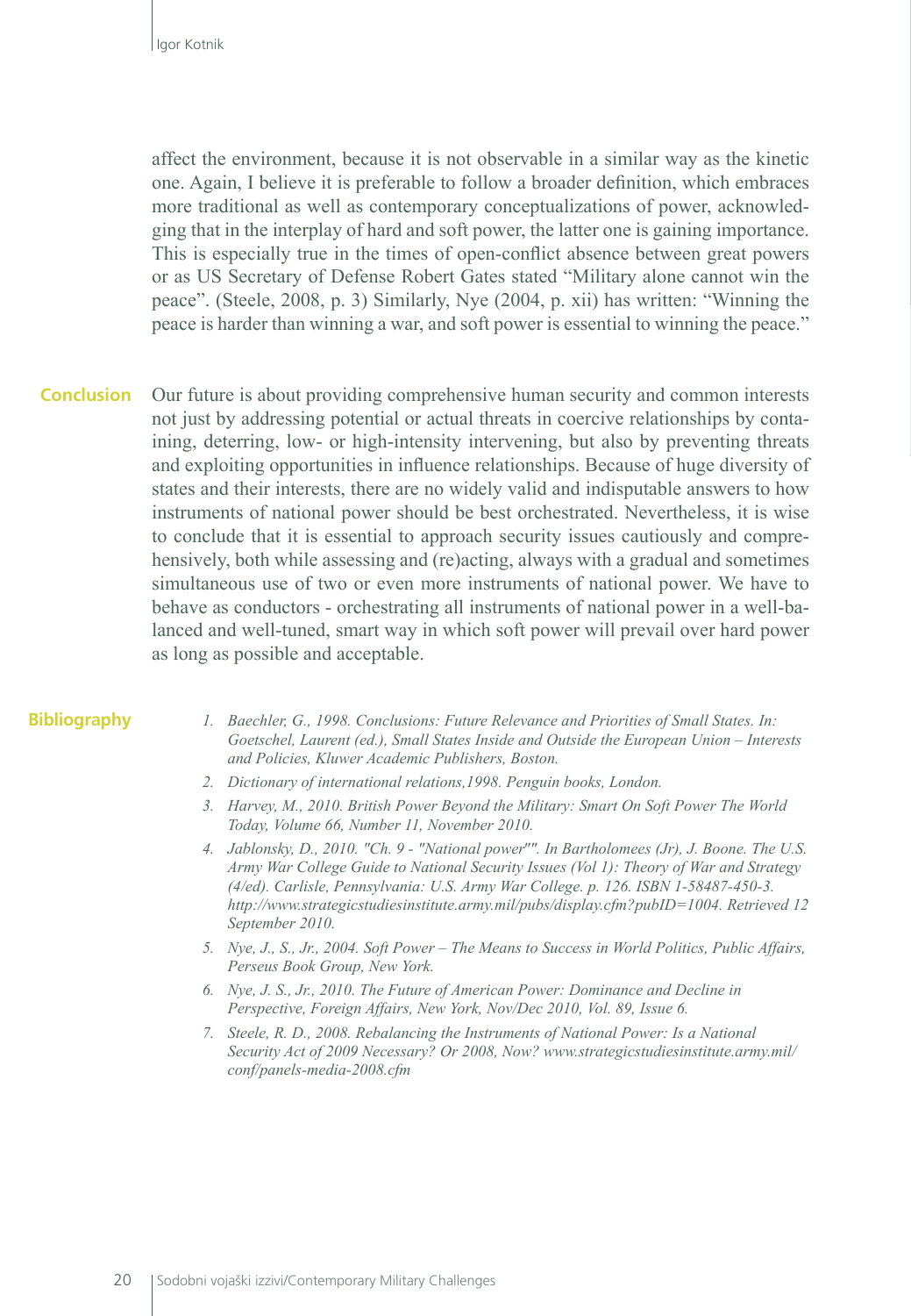affect the environment, because it is not observable in a similar way as the kinetic one. Again, I believe it is preferable to follow a broader definition, which embraces more traditional as well as contemporary conceptualizations of power, acknowledging that in the interplay of hard and soft power, the latter one is gaining importance. This is especially true in the times of open-conflict absence between great powers or as US Secretary of Defense Robert Gates stated "Military alone cannot win the peace". (Steele, 2008, p. 3) Similarly, Nye (2004, p. xii) has written: "Winning the peace is harder than winning a war, and soft power is essential to winning the peace."

## Conclusion

Our future is about providing comprehensive human security and common interests not just by addressing potential or actual threats in coercive relationships by containing, deterring, low- or high-intensity intervening, but also by preventing threats and exploiting opportunities in influence relationships. Because of huge diversity of states and their interests, there are no widely valid and indisputable answers to how instruments of national power should be best orchestrated. Nevertheless, it is wise to conclude that it is essential to approach security issues cautiously and comprehensively, both while assessing and (re)acting, always with a gradual and sometimes simultaneous use of two or even more instruments of national power. We have to behave as conductors - orchestrating all instruments of national power in a well-balanced and well-tuned, smart way in which soft power will prevail over hard power as long as possible and acceptable.

## Bibliography

1. *Baechler, G., 1998. Conclusions: Future Relevance and Priorities of Small States. In: Goetschel, Laurent (ed.), Small States Inside and Outside the European Union – Interests and Policies, Kluwer Academic Publishers, Boston.*
2. *Dictionary of international relations,1998. Penguin books, London.*
3. *Harvey, M., 2010. British Power Beyond the Military: Smart On Soft Power The World Today, Volume 66, Number 11, November 2010.*
4. *Jablonsky, D., 2010. "Ch. 9 - "National power"". In Bartholomees (Jr), J. Boone. The U.S. Army War College Guide to National Security Issues (Vol 1): Theory of War and Strategy (4/ed). Carlisle, Pennsylvania: U.S. Army War College. p. 126. ISBN 1-58487-450-3. http://www.strategicstudiesinstitute.army.mil/pubs/display.cfm?pubID=1004. Retrieved 12 September 2010.*
5. *Nye, J., S., Jr., 2004. Soft Power – The Means to Success in World Politics, Public Affairs, Perseus Book Group, New York.*
6. *Nye, J. S., Jr., 2010. The Future of American Power: Dominance and Decline in Perspective, Foreign Affairs, New York, Nov/Dec 2010, Vol. 89, Issue 6.*
7. *Steele, R. D., 2008. Rebalancing the Instruments of National Power: Is a National Security Act of 2009 Necessary? Or 2008, Now? www.strategicstudiesinstitute.army.mil/conf/panels-media-2008.cfm*